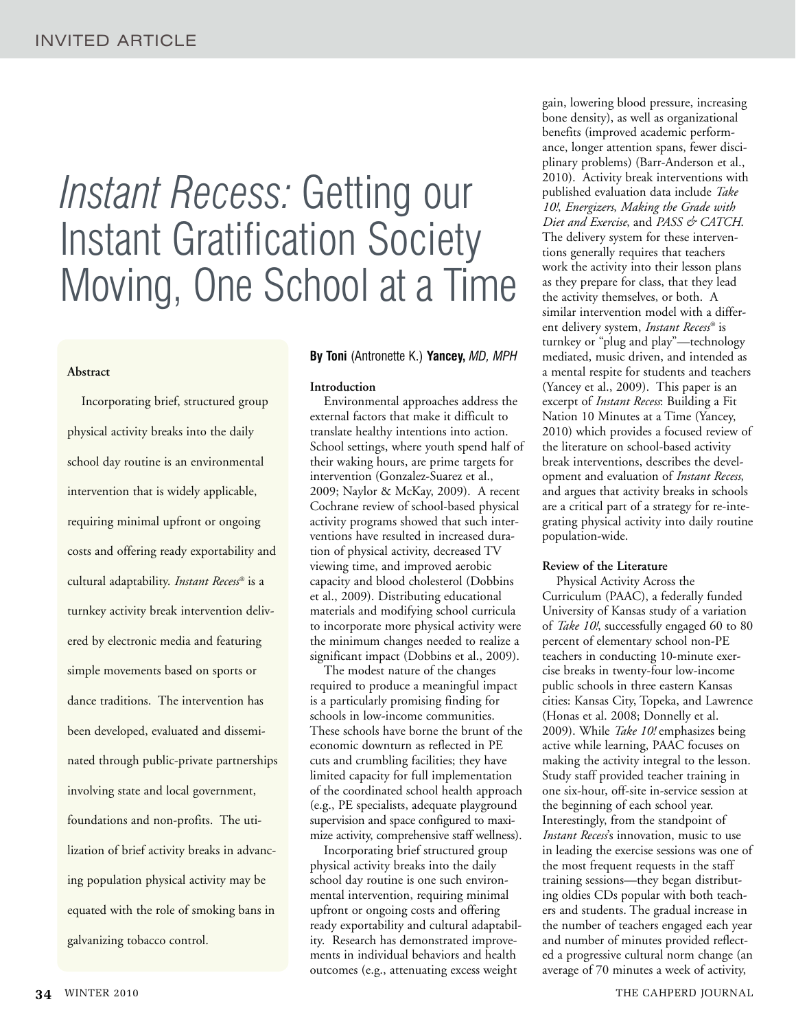INVITED ARTICLE

# *Instant Recess:* Getting our Instant Gratification Society Moving, One School at a Time

**By Toni** (Antronette K.) **Yancey,** *MD, MPH*

### Abstract

Incorporating brief, structured group physical activity breaks into the daily school day routine is an environmental intervention that is widely applicable, requiring minimal upfront or ongoing costs and offering ready exportability and cultural adaptability. *Instant Recess*® is a turnkey activity break intervention delivered by electronic media and featuring simple movements based on sports or dance traditions. The intervention has been developed, evaluated and disseminated through public-private partnerships involving state and local government, foundations and non-profits. The utilization of brief activity breaks in advancing population physical activity may be equated with the role of smoking bans in galvanizing tobacco control.

### Introduction

Environmental approaches address the external factors that make it difficult to translate healthy intentions into action. School settings, where youth spend half of their waking hours, are prime targets for intervention (Gonzalez-Suarez et al., 2009; Naylor & McKay, 2009). A recent Cochrane review of school-based physical activity programs showed that such interventions have resulted in increased duration of physical activity, decreased TV viewing time, and improved aerobic capacity and blood cholesterol (Dobbins et al., 2009). Distributing educational materials and modifying school curricula to incorporate more physical activity were the minimum changes needed to realize a significant impact (Dobbins et al., 2009).

The modest nature of the changes required to produce a meaningful impact is a particularly promising finding for schools in low-income communities. These schools have borne the brunt of the economic downturn as reflected in PE cuts and crumbling facilities; they have limited capacity for full implementation of the coordinated school health approach (e.g., PE specialists, adequate playground supervision and space configured to maximize activity, comprehensive staff wellness).

Incorporating brief structured group physical activity breaks into the daily school day routine is one such environmental intervention, requiring minimal upfront or ongoing costs and offering ready exportability and cultural adaptability. Research has demonstrated improvements in individual behaviors and health outcomes (e.g., attenuating excess weight gain, lowering blood pressure, increasing bone density), as well as organizational benefits (improved academic performance, longer attention spans, fewer disciplinary problems) (Barr-Anderson et al., 2010). Activity break interventions with published evaluation data include *Take 10!*, *Energizers*, *Making the Grade with Diet and Exercise*, and *PASS & CATCH*. The delivery system for these interventions generally requires that teachers work the activity into their lesson plans as they prepare for class, that they lead the activity themselves, or both. A similar intervention model with a different delivery system, *Instant Recess*® is turnkey or "plug and play"—technology mediated, music driven, and intended as a mental respite for students and teachers (Yancey et al., 2009). This paper is an excerpt of *Instant Recess*: Building a Fit Nation 10 Minutes at a Time (Yancey, 2010) which provides a focused review of the literature on school-based activity break interventions, describes the development and evaluation of *Instant Recess*, and argues that activity breaks in schools are a critical part of a strategy for re-integrating physical activity into daily routine population-wide.

### Review of the Literature

Physical Activity Across the Curriculum (PAAC), a federally funded University of Kansas study of a variation of *Take 10!*, successfully engaged 60 to 80 percent of elementary school non-PE teachers in conducting 10-minute exercise breaks in twenty-four low-income public schools in three eastern Kansas cities: Kansas City, Topeka, and Lawrence (Honas et al. 2008; Donnelly et al. 2009). While *Take 10!* emphasizes being active while learning, PAAC focuses on making the activity integral to the lesson. Study staff provided teacher training in one six-hour, off-site in-service session at the beginning of each school year. Interestingly, from the standpoint of *Instant Recess*'s innovation, music to use in leading the exercise sessions was one of the most frequent requests in the staff training sessions—they began distributing oldies CDs popular with both teachers and students. The gradual increase in the number of teachers engaged each year and number of minutes provided reflected a progressive cultural norm change (an average of 70 minutes a week of activity,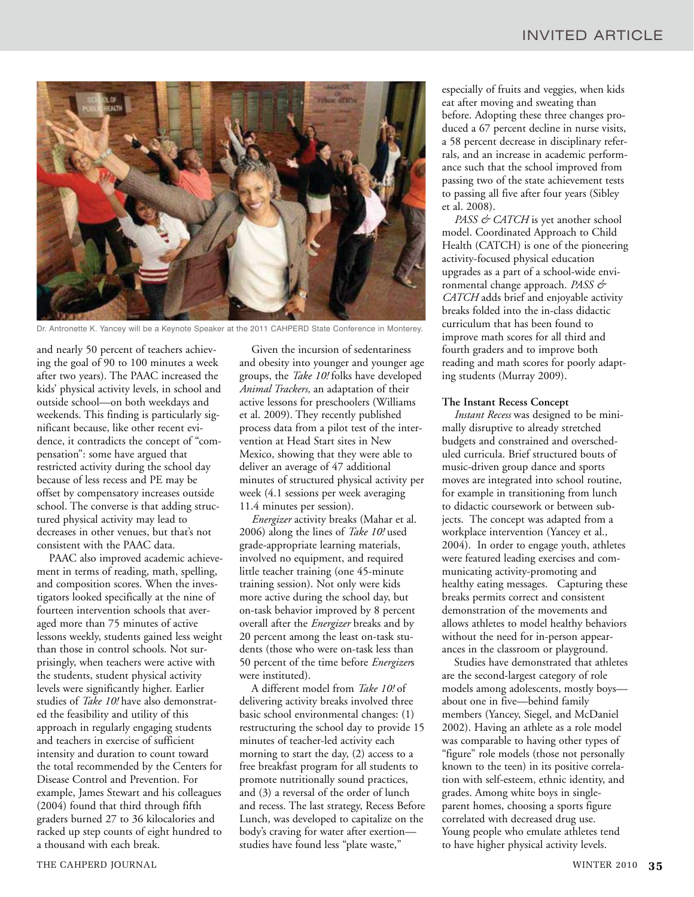Dr. Antronette K. Yancey will be a Keynote Speaker at the 2011 CAHPERD State Conference in Monterey.

and nearly 50 percent of teachers achieving the goal of 90 to 100 minutes a week after two years). The PAAC increased the kids' physical activity levels, in school and outside school—on both weekdays and weekends. This finding is particularly significant because, like other recent evidence, it contradicts the concept of "compensation": some have argued that restricted activity during the school day because of less recess and PE may be offset by compensatory increases outside school. The converse is that adding structured physical activity may lead to decreases in other venues, but that's not consistent with the PAAC data.

PAAC also improved academic achievement in terms of reading, math, spelling, and composition scores. When the investigators looked specifically at the nine of fourteen intervention schools that averaged more than 75 minutes of active lessons weekly, students gained less weight than those in control schools. Not surprisingly, when teachers were active with the students, student physical activity levels were significantly higher. Earlier studies of *Take 10!* have also demonstrated the feasibility and utility of this approach in regularly engaging students and teachers in exercise of sufficient intensity and duration to count toward the total recommended by the Centers for Disease Control and Prevention. For example, James Stewart and his colleagues (2004) found that third through fifth graders burned 27 to 36 kilocalories and racked up step counts of eight hundred to a thousand with each break.

Given the incursion of sedentariness and obesity into younger and younger age groups, the *Take 10!* folks have developed *Animal Trackers,* an adaptation of their active lessons for preschoolers (Williams et al. 2009). They recently published process data from a pilot test of the intervention at Head Start sites in New Mexico, showing that they were able to deliver an average of 47 additional minutes of structured physical activity per week (4.1 sessions per week averaging 11.4 minutes per session).

*Energizer* activity breaks (Mahar et al. 2006) along the lines of *Take 10!* used grade-appropriate learning materials, involved no equipment, and required little teacher training (one 45-minute training session). Not only were kids more active during the school day, but on-task behavior improved by 8 percent overall after the *Energizer* breaks and by 20 percent among the least on-task students (those who were on-task less than 50 percent of the time before *Energizer*s were instituted).

A different model from *Take 10!* of delivering activity breaks involved three basic school environmental changes: (1) restructuring the school day to provide 15 minutes of teacher-led activity each morning to start the day, (2) access to a free breakfast program for all students to promote nutritionally sound practices, and (3) a reversal of the order of lunch and recess. The last strategy, Recess Before Lunch, was developed to capitalize on the body's craving for water after exertion—studies have found less "plate waste," especially of fruits and veggies, when kids eat after moving and sweating than before. Adopting these three changes produced a 67 percent decline in nurse visits, a 58 percent decrease in disciplinary referrals, and an increase in academic performance such that the school improved from passing two of the state achievement tests to passing all five after four years (Sibley et al. 2008).

*PASS & CATCH* is yet another school model. Coordinated Approach to Child Health (CATCH) is one of the pioneering activity-focused physical education upgrades as a part of a school-wide environmental change approach. *PASS & CATCH* adds brief and enjoyable activity breaks folded into the in-class didactic curriculum that has been found to improve math scores for all third and fourth graders and to improve both reading and math scores for poorly adapting students (Murray 2009).

**The Instant Recess Concept**

*Instant Recess* was designed to be minimally disruptive to already stretched budgets and constrained and overscheduled curricula. Brief structured bouts of music-driven group dance and sports moves are integrated into school routine, for example in transitioning from lunch to didactic coursework or between subjects. The concept was adapted from a workplace intervention (Yancey et al., 2004). In order to engage youth, athletes were featured leading exercises and communicating activity-promoting and healthy eating messages. Capturing these breaks permits correct and consistent demonstration of the movements and allows athletes to model healthy behaviors without the need for in-person appearances in the classroom or playground.

Studies have demonstrated that athletes are the second-largest category of role models among adolescents, mostly boys—about one in five—behind family members (Yancey, Siegel, and McDaniel 2002). Having an athlete as a role model was comparable to having other types of "figure" role models (those not personally known to the teen) in its positive correlation with self-esteem, ethnic identity, and grades. Among white boys in single-parent homes, choosing a sports figure correlated with decreased drug use. Young people who emulate athletes tend to have higher physical activity levels.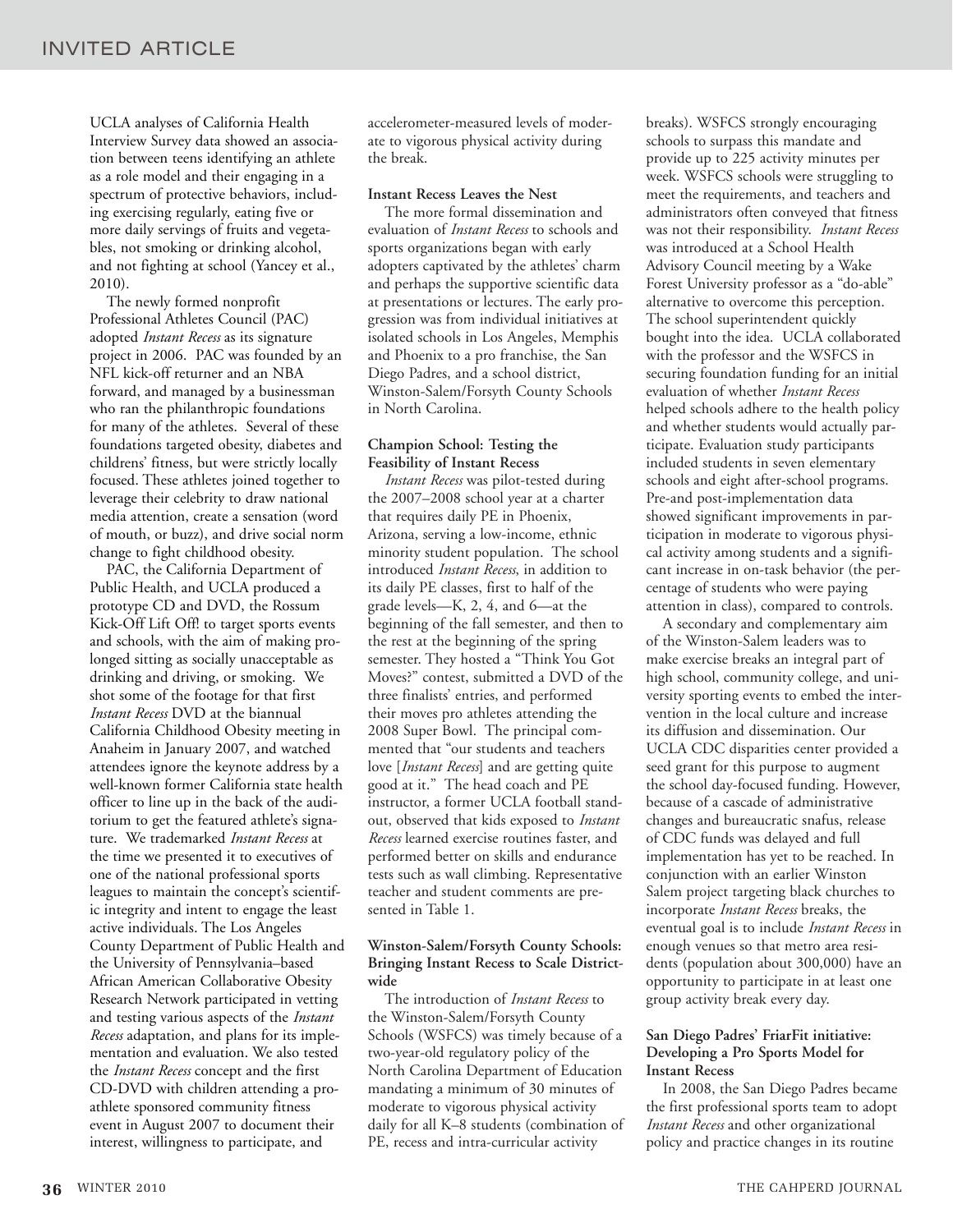UCLA analyses of California Health Interview Survey data showed an association between teens identifying an athlete as a role model and their engaging in a spectrum of protective behaviors, including exercising regularly, eating five or more daily servings of fruits and vegetables, not smoking or drinking alcohol, and not fighting at school (Yancey et al., 2010).

The newly formed nonprofit Professional Athletes Council (PAC) adopted *Instant Recess* as its signature project in 2006. PAC was founded by an NFL kick-off returner and an NBA forward, and managed by a businessman who ran the philanthropic foundations for many of the athletes. Several of these foundations targeted obesity, diabetes and childrens' fitness, but were strictly locally focused. These athletes joined together to leverage their celebrity to draw national media attention, create a sensation (word of mouth, or buzz), and drive social norm change to fight childhood obesity.

PAC, the California Department of Public Health, and UCLA produced a prototype CD and DVD, the Rossum Kick-Off Lift Off! to target sports events and schools, with the aim of making prolonged sitting as socially unacceptable as drinking and driving, or smoking. We shot some of the footage for that first *Instant Recess* DVD at the biannual California Childhood Obesity meeting in Anaheim in January 2007, and watched attendees ignore the keynote address by a well-known former California state health officer to line up in the back of the auditorium to get the featured athlete's signature. We trademarked *Instant Recess* at the time we presented it to executives of one of the national professional sports leagues to maintain the concept's scientific integrity and intent to engage the least active individuals. The Los Angeles County Department of Public Health and the University of Pennsylvania–based African American Collaborative Obesity Research Network participated in vetting and testing various aspects of the *Instant Recess* adaptation, and plans for its implementation and evaluation. We also tested the *Instant Recess* concept and the first CD-DVD with children attending a pro-athlete sponsored community fitness event in August 2007 to document their interest, willingness to participate, and accelerometer-measured levels of moderate to vigorous physical activity during the break.

**Instant Recess Leaves the Nest**

The more formal dissemination and evaluation of *Instant Recess* to schools and sports organizations began with early adopters captivated by the athletes' charm and perhaps the supportive scientific data at presentations or lectures. The early progression was from individual initiatives at isolated schools in Los Angeles, Memphis and Phoenix to a pro franchise, the San Diego Padres, and a school district, Winston-Salem/Forsyth County Schools in North Carolina.

**Champion School: Testing the Feasibility of Instant Recess**

*Instant Recess* was pilot-tested during the 2007–2008 school year at a charter that requires daily PE in Phoenix, Arizona, serving a low-income, ethnic minority student population. The school introduced *Instant Recess*, in addition to its daily PE classes, first to half of the grade levels—K, 2, 4, and 6—at the beginning of the fall semester, and then to the rest at the beginning of the spring semester. They hosted a "Think You Got Moves?" contest, submitted a DVD of the three finalists' entries, and performed their moves pro athletes attending the 2008 Super Bowl. The principal commented that "our students and teachers love [*Instant Recess*] and are getting quite good at it." The head coach and PE instructor, a former UCLA football standout, observed that kids exposed to *Instant Recess* learned exercise routines faster, and performed better on skills and endurance tests such as wall climbing. Representative teacher and student comments are presented in Table 1.

**Winston-Salem/Forsyth County Schools: Bringing Instant Recess to Scale District-wide**

The introduction of *Instant Recess* to the Winston-Salem/Forsyth County Schools (WSFCS) was timely because of a two-year-old regulatory policy of the North Carolina Department of Education mandating a minimum of 30 minutes of moderate to vigorous physical activity daily for all K–8 students (combination of PE, recess and intra-curricular activity breaks). WSFCS strongly encouraging schools to surpass this mandate and provide up to 225 activity minutes per week. WSFCS schools were struggling to meet the requirements, and teachers and administrators often conveyed that fitness was not their responsibility. *Instant Recess* was introduced at a School Health Advisory Council meeting by a Wake Forest University professor as a "do-able" alternative to overcome this perception. The school superintendent quickly bought into the idea. UCLA collaborated with the professor and the WSFCS in securing foundation funding for an initial evaluation of whether *Instant Recess* helped schools adhere to the health policy and whether students would actually participate. Evaluation study participants included students in seven elementary schools and eight after-school programs. Pre-and post-implementation data showed significant improvements in participation in moderate to vigorous physical activity among students and a significant increase in on-task behavior (the percentage of students who were paying attention in class), compared to controls.

A secondary and complementary aim of the Winston-Salem leaders was to make exercise breaks an integral part of high school, community college, and university sporting events to embed the intervention in the local culture and increase its diffusion and dissemination. Our UCLA CDC disparities center provided a seed grant for this purpose to augment the school day-focused funding. However, because of a cascade of administrative changes and bureaucratic snafus, release of CDC funds was delayed and full implementation has yet to be reached. In conjunction with an earlier Winston Salem project targeting black churches to incorporate *Instant Recess* breaks, the eventual goal is to include *Instant Recess* in enough venues so that metro area residents (population about 300,000) have an opportunity to participate in at least one group activity break every day.

**San Diego Padres' FriarFit initiative: Developing a Pro Sports Model for Instant Recess**

In 2008, the San Diego Padres became the first professional sports team to adopt *Instant Recess* and other organizational policy and practice changes in its routine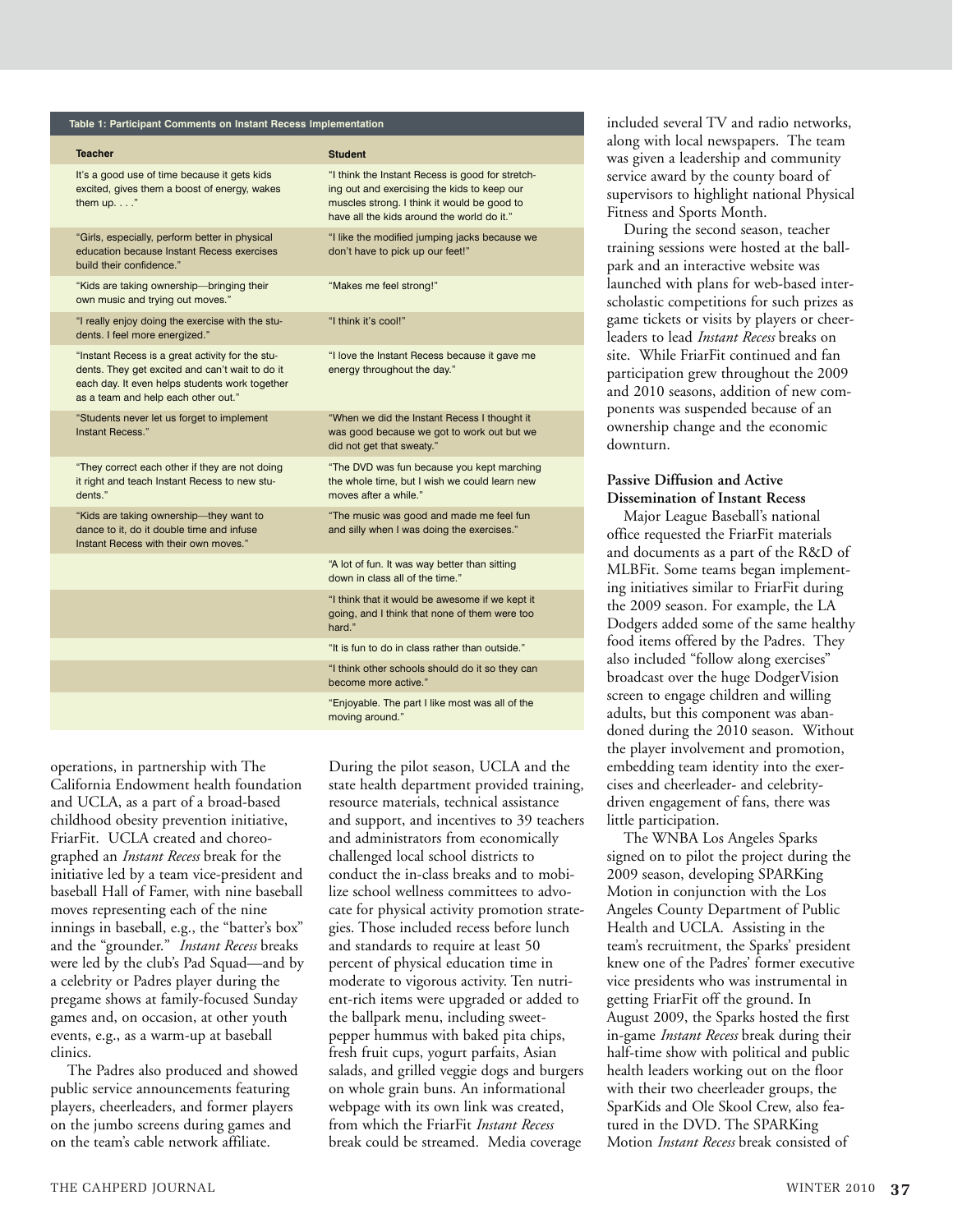**Table 1: Participant Comments on Instant Recess Implementation**

| Teacher | Student |
|---|---|
| It's a good use of time because it gets kids excited, gives them a boost of energy, wakes them up. . . ." | "I think the Instant Recess is good for stretching out and exercising the kids to keep our muscles strong. I think it would be good to have all the kids around the world do it." |
| "Girls, especially, perform better in physical education because Instant Recess exercises build their confidence." | "I like the modified jumping jacks because we don't have to pick up our feet!" |
| "Kids are taking ownership—bringing their own music and trying out moves." | "Makes me feel strong!" |
| "I really enjoy doing the exercise with the students. I feel more energized." | "I think it's cool!" |
| "Instant Recess is a great activity for the students. They get excited and can't wait to do it each day. It even helps students work together as a team and help each other out." | "I love the Instant Recess because it gave me energy throughout the day." |
| "Students never let us forget to implement Instant Recess." | "When we did the Instant Recess I thought it was good because we got to work out but we did not get that sweaty." |
| "They correct each other if they are not doing it right and teach Instant Recess to new students." | "The DVD was fun because you kept marching the whole time, but I wish we could learn new moves after a while." |
| "Kids are taking ownership—they want to dance to it, do it double time and infuse Instant Recess with their own moves." | "The music was good and made me feel fun and silly when I was doing the exercises." |
| | "A lot of fun. It was way better than sitting down in class all of the time." |
| | "I think that it would be awesome if we kept it going, and I think that none of them were too hard." |
| | "It is fun to do in class rather than outside." |
| | "I think other schools should do it so they can become more active." |
| | "Enjoyable. The part I like most was all of the moving around." |

operations, in partnership with The California Endowment health foundation and UCLA, as a part of a broad-based childhood obesity prevention initiative, FriarFit. UCLA created and choreographed an *Instant Recess* break for the initiative led by a team vice-president and baseball Hall of Famer, with nine baseball moves representing each of the nine innings in baseball, e.g., the "batter's box" and the "grounder." *Instant Recess* breaks were led by the club's Pad Squad—and by a celebrity or Padres player during the pregame shows at family-focused Sunday games and, on occasion, at other youth events, e.g., as a warm-up at baseball clinics.

The Padres also produced and showed public service announcements featuring players, cheerleaders, and former players on the jumbo screens during games and on the team's cable network affiliate.

During the pilot season, UCLA and the state health department provided training, resource materials, technical assistance and support, and incentives to 39 teachers and administrators from economically challenged local school districts to conduct the in-class breaks and to mobilize school wellness committees to advocate for physical activity promotion strategies. Those included recess before lunch and standards to require at least 50 percent of physical education time in moderate to vigorous activity. Ten nutrient-rich items were upgraded or added to the ballpark menu, including sweet-pepper hummus with baked pita chips, fresh fruit cups, yogurt parfaits, Asian salads, and grilled veggie dogs and burgers on whole grain buns. An informational webpage with its own link was created, from which the FriarFit *Instant Recess* break could be streamed. Media coverage included several TV and radio networks, along with local newspapers. The team was given a leadership and community service award by the county board of supervisors to highlight national Physical Fitness and Sports Month.

During the second season, teacher training sessions were hosted at the ballpark and an interactive website was launched with plans for web-based interscholastic competitions for such prizes as game tickets or visits by players or cheerleaders to lead *Instant Recess* breaks on site. While FriarFit continued and fan participation grew throughout the 2009 and 2010 seasons, addition of new components was suspended because of an ownership change and the economic downturn.

**Passive Diffusion and Active Dissemination of Instant Recess**

Major League Baseball's national office requested the FriarFit materials and documents as a part of the R&D of MLBFit. Some teams began implementing initiatives similar to FriarFit during the 2009 season. For example, the LA Dodgers added some of the same healthy food items offered by the Padres. They also included "follow along exercises" broadcast over the huge DodgerVision screen to engage children and willing adults, but this component was abandoned during the 2010 season. Without the player involvement and promotion, embedding team identity into the exercises and cheerleader- and celebrity-driven engagement of fans, there was little participation.

The WNBA Los Angeles Sparks signed on to pilot the project during the 2009 season, developing SPARKing Motion in conjunction with the Los Angeles County Department of Public Health and UCLA. Assisting in the team's recruitment, the Sparks' president knew one of the Padres' former executive vice presidents who was instrumental in getting FriarFit off the ground. In August 2009, the Sparks hosted the first in-game *Instant Recess* break during their half-time show with political and public health leaders working out on the floor with their two cheerleader groups, the SparKids and Ole Skool Crew, also featured in the DVD. The SPARKing Motion *Instant Recess* break consisted of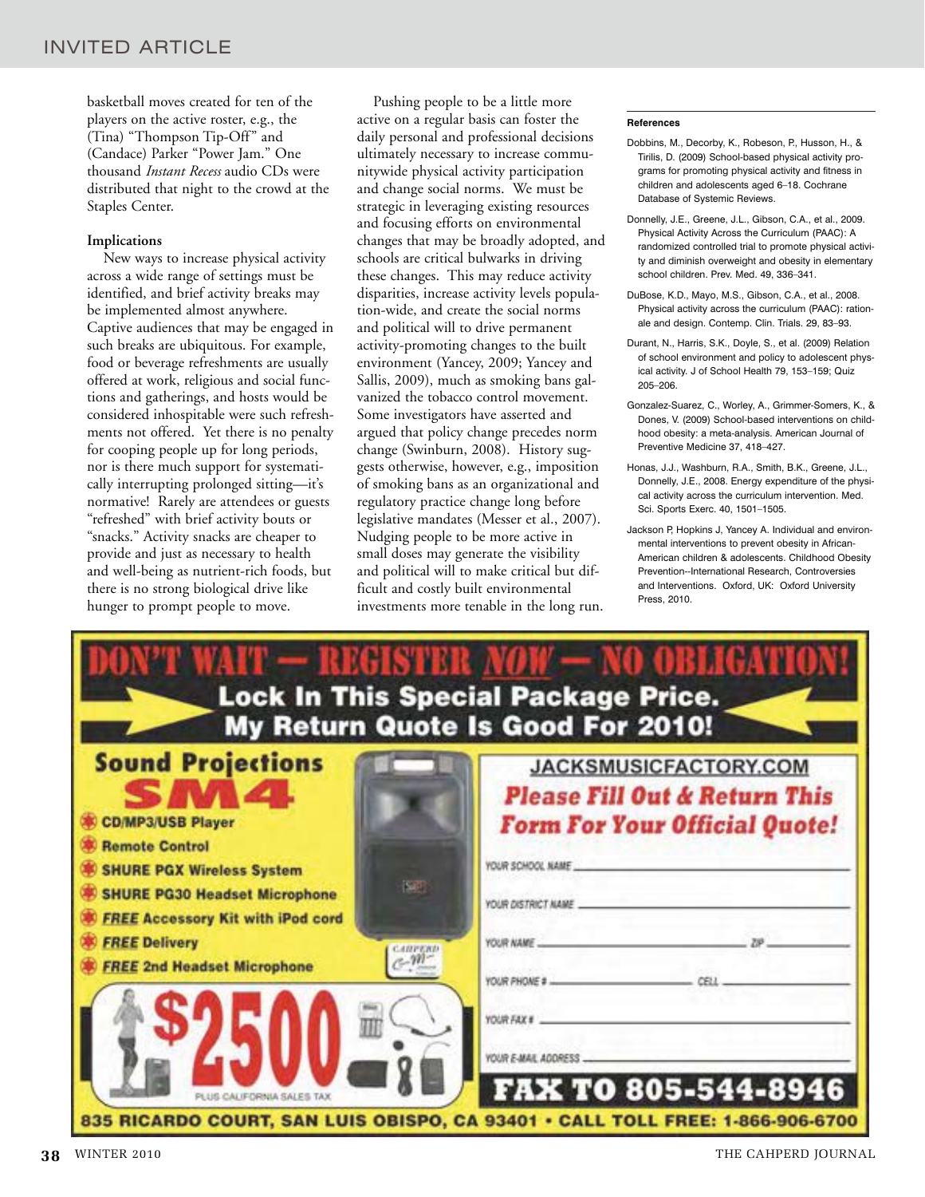basketball moves created for ten of the players on the active roster, e.g., the (Tina) "Thompson Tip-Off" and (Candace) Parker "Power Jam." One thousand *Instant Recess* audio CDs were distributed that night to the crowd at the Staples Center.

**Implications**

New ways to increase physical activity across a wide range of settings must be identified, and brief activity breaks may be implemented almost anywhere. Captive audiences that may be engaged in such breaks are ubiquitous. For example, food or beverage refreshments are usually offered at work, religious and social functions and gatherings, and hosts would be considered inhospitable were such refreshments not offered. Yet there is no penalty for cooping people up for long periods, nor is there much support for systematically interrupting prolonged sitting—it's normative! Rarely are attendees or guests "refreshed" with brief activity bouts or "snacks." Activity snacks are cheaper to provide and just as necessary to health and well-being as nutrient-rich foods, but there is no strong biological drive like hunger to prompt people to move.

Pushing people to be a little more active on a regular basis can foster the daily personal and professional decisions ultimately necessary to increase communitywide physical activity participation and change social norms. We must be strategic in leveraging existing resources and focusing efforts on environmental changes that may be broadly adopted, and schools are critical bulwarks in driving these changes. This may reduce activity disparities, increase activity levels population-wide, and create the social norms and political will to drive permanent activity-promoting changes to the built environment (Yancey, 2009; Yancey and Sallis, 2009), much as smoking bans galvanized the tobacco control movement. Some investigators have asserted and argued that policy change precedes norm change (Swinburn, 2008). History suggests otherwise, however, e.g., imposition of smoking bans as an organizational and regulatory practice change long before legislative mandates (Messer et al., 2007). Nudging people to be more active in small doses may generate the visibility and political will to make critical but difficult and costly built environmental investments more tenable in the long run.

**References**

Dobbins, M., Decorby, K., Robeson, P., Husson, H., & Tirilis, D. (2009) School-based physical activity programs for promoting physical activity and fitness in children and adolescents aged 6–18. Cochrane Database of Systemic Reviews.

Donnelly, J.E., Greene, J.L., Gibson, C.A., et al., 2009. Physical Activity Across the Curriculum (PAAC): A randomized controlled trial to promote physical activity and diminish overweight and obesity in elementary school children. Prev. Med. 49, 336–341.

DuBose, K.D., Mayo, M.S., Gibson, C.A., et al., 2008. Physical activity across the curriculum (PAAC): rationale and design. Contemp. Clin. Trials. 29, 83–93.

Durant, N., Harris, S.K., Doyle, S., et al. (2009) Relation of school environment and policy to adolescent physical activity. J of School Health 79, 153–159; Quiz 205–206.

Gonzalez-Suarez, C., Worley, A., Grimmer-Somers, K., & Dones, V. (2009) School-based interventions on childhood obesity: a meta-analysis. American Journal of Preventive Medicine 37, 418–427.

Honas, J.J., Washburn, R.A., Smith, B.K., Greene, J.L., Donnelly, J.E., 2008. Energy expenditure of the physical activity across the curriculum intervention. Med. Sci. Sports Exerc. 40, 1501–1505.

Jackson P, Hopkins J, Yancey A. Individual and environmental interventions to prevent obesity in African-American children & adolescents. Childhood Obesity Prevention--International Research, Controversies and Interventions. Oxford, UK: Oxford University Press, 2010.

DON'T WAIT — REGISTER *NOW* — NO OBLIGATION!

Lock In This Special Package Price.
My Return Quote Is Good For 2010!

**Sound Projections SM4**

- CD/MP3/USB Player
- Remote Control
- SHURE PGX Wireless System
- SHURE PG30 Headset Microphone
- *FREE* Accessory Kit with iPod cord
- *FREE* Delivery
- *FREE* 2nd Headset Microphone

$2500

PLUS CALIFORNIA SALES TAX

JACKSMUSICFACTORY.COM

Please Fill Out & Return This Form For Your Official Quote!

YOUR SCHOOL NAME ______

YOUR DISTRICT NAME ______

YOUR NAME ______ ZIP ______

YOUR PHONE # ______ CELL ______

YOUR FAX # ______

YOUR E-MAIL ADDRESS ______

FAX TO 805-544-8946

835 RICARDO COURT, SAN LUIS OBISPO, CA 93401 • CALL TOLL FREE: 1-866-906-6700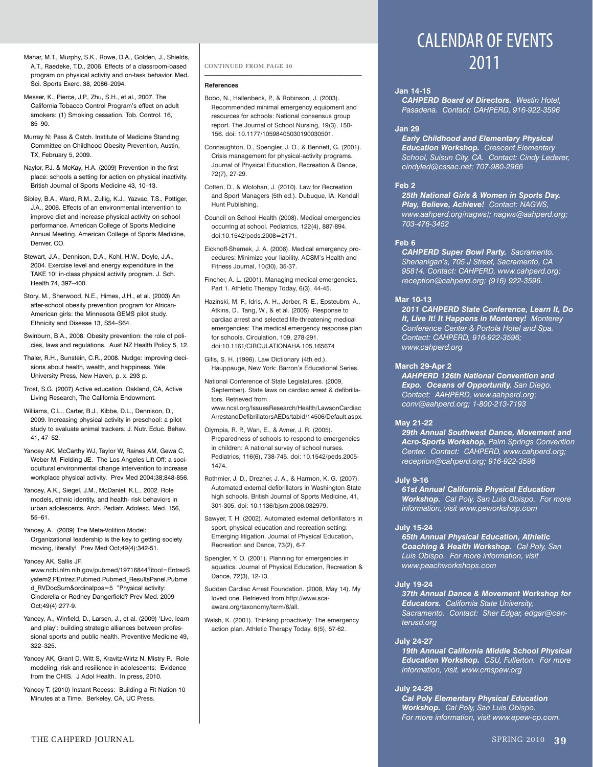Mahar, M.T., Murphy, S.K., Rowe, D.A., Golden, J., Shields, A.T., Raedeke, T.D., 2006. Effects of a classroom-based program on physical activity and on-task behavior. Med. Sci. Sports Exerc. 38, 2086–2094.

Messer, K., Pierce, J.P., Zhu, S.H., et al., 2007. The California Tobacco Control Program's effect on adult smokers: (1) Smoking cessation. Tob. Control. 16, 85–90.

Murray N: Pass & Catch. Institute of Medicine Standing Committee on Childhood Obesity Prevention, Austin, TX, February 5, 2009.

Naylor, P.J. & McKay, H.A. (2009) Prevention in the first place: schools a setting for action on physical inactivity. British Journal of Sports Medicine 43, 10–13.

Sibley, B.A., Ward, R.M., Zullig, K.J., Yazvac, T.S., Pottiger, J.A., 2006. Effects of an environmental intervention to improve diet and increase physical activity on school performance. American College of Sports Medicine Annual Meeting. American College of Sports Medicine, Denver, CO.

Stewart, J.A., Dennison, D.A., Kohl, H.W., Doyle, J.A., 2004. Exercise level and energy expenditure in the TAKE 10! in-class physical activity program. J. Sch. Health 74, 397–400.

Story, M., Sherwood, N.E., Himes, J.H., et al. (2003) An after-school obesity prevention program for African-American girls: the Minnesota GEMS pilot study. Ethnicity and Disease 13, S54–S64.

Swinburn, B.A., 2008. Obesity prevention: the role of policies, laws and regulations. Aust NZ Health Policy 5, 12.

Thaler, R.H., Sunstein, C.R., 2008. Nudge: improving decisions about health, wealth, and happiness. Yale University Press, New Haven, p. x. 293 p.

Trost, S.G. (2007) Active education. Oakland, CA, Active Living Research, The California Endowment.

Williams, C.L., Carter, B.J., Kibbe, D.L., Dennison, D., 2009. Increasing physical activity in preschool: a pilot study to evaluate animal trackers. J. Nutr. Educ. Behav. 41, 47–52.

Yancey AK, McCarthy WJ, Taylor W, Raines AM, Gewa C, Weber M, Fielding JE. The Los Angeles Lift Off: a sociocultural environmental change intervention to increase workplace physical activity. Prev Med 2004;38;848-856.

Yancey, A.K., Siegel, J.M., McDaniel, K.L., 2002. Role models, ethnic identity, and health- risk behaviors in urban adolescents. Arch. Pediatr. Adolesc. Med. 156, 55–61.

Yancey, A. (2009) The Meta-Volition Model: Organizational leadership is the key to getting society moving, literally! Prev Med Oct;49(4):342-51.

Yancey AK, Sallis JF. www.ncbi.nlm.nih.gov/pubmed/19716844?itool=EntrezSystem2.PEntrez.Pubmed.Pubmed_ResultsPanel.Pubmed_RVDocSum&ordinalpos=5 "Physical activity: Cinderella or Rodney Dangerfield? Prev Med. 2009 Oct;49(4):277-9.

Yancey, A., Winfield, D., Larsen, J., et al. (2009) 'Live, learn and play': building strategic alliances between professional sports and public health. Preventive Medicine 49, 322–325.

Yancey AK, Grant D, Witt S, Kravitz-Wirtz N, Mistry R. Role modeling, risk and resilience in adolescents: Evidence from the CHIS. J Adol Health. In press, 2010.

Yancey T. (2010) Instant Recess: Building a Fit Nation 10 Minutes at a Time. Berkeley, CA, UC Press.

CONTINUED FROM PAGE 30

**References**

Bobo, N., Hallenbeck, P., & Robinson, J. (2003). Recommended minimal emergency equipment and resources for schools: National consensus group report. The Journal of School Nursing, 19(3), 150-156. doi: 10.1177/10598405030190030501.

Connaughton, D., Spengler, J. O., & Bennett, G. (2001). Crisis management for physical-activity programs. Journal of Physical Education, Recreation & Dance, 72(7), 27-29.

Cotten, D., & Wolohan, J. (2010). Law for Recreation and Sport Managers (5th ed.). Dubuque, IA: Kendall Hunt Publishing.

Council on School Health (2008). Medical emergencies occurring at school. Pediatrics, 122(4), 887-894. doi:10.1542/peds.2008=2171.

Eickhoff-Shemek, J. A. (2006). Medical emergency procedures: Minimize your liability. ACSM's Health and Fitness Journal, 10(30), 35-37.

Fincher, A. L. (2001). Managing medical emergencies, Part 1. Athletic Therapy Today, 6(3), 44-45.

Hazinski, M. F., Idris, A. H., Jerber, R. E., Epsteubm, A., Atkins, D., Tang, W., & et al. (2005). Response to cardiac arrest and selected life-threatening medical emergencies: The medical emergency response plan for schools. Circulation, 109, 278-291. doi:10.1161/CIRCULATIONAHA.105.165674

Gifis, S. H. (1996). Law Dictionary (4th ed.). Hauppauge, New York: Barron's Educational Series.

National Conference of State Legislatures. (2009, September). State laws on cardiac arrest & defibrillators. Retrieved from www.ncsl.org/IssuesResearch/Health/LawsonCardiacArrestandDefibrillatorsAEDs/tabid/14506/Default.aspx.

Olympia, R. P., Wan, E., & Avner, J. R. (2005). Preparedness of schools to respond to emergencies in children: A national survey of school nurses. Pediatrics, 116(6), 738-745. doi: 10.1542/peds.2005-1474.

Rothmier, J. D., Drezner, J. A., & Harmon, K. G. (2007). Automated external defibrillators in Washington State high schools. British Journal of Sports Medicine, 41, 301-305. doi: 10.1136/bjsm.2006.032979.

Sawyer, T. H. (2002). Automated external defibrillators in sport, physical education and recreation setting: Emerging litigation. Journal of Physical Education, Recreation and Dance, 73(2), 6-7.

Spengler, Y. O. (2001). Planning for emergencies in aquatics. Journal of Physical Education, Recreation & Dance, 72(3), 12-13.

Sudden Cardiac Arrest Foundation. (2008, May 14). My loved one. Retrieved from http://www.sca-aware.org/taxonomy/term/6/all.

Walsh, K. (2001). Thinking proactively: The emergency action plan. Athletic Therapy Today, 6(5), 57-62.

# CALENDAR OF EVENTS 2011

**Jan 14-15**
***CAHPERD Board of Directors.*** *Westin Hotel, Pasadena. Contact: CAHPERD, 916-922-3596*

**Jan 29**
***Early Childhood and Elementary Physical Education Workshop.*** *Crescent Elementary School, Suisun City, CA. Contact: Cindy Lederer, cindyled@cssac.net; 707-980-2966*

**Feb 2**
***25th National Girls & Women in Sports Day. Play, Believe, Achieve!*** *Contact: NAGWS, www.aahperd.org/nagws/; nagws@aahperd.org; 703-476-3452*

**Feb 6**
***CAHPERD Super Bowl Party.*** *Sacramento. Shenanigan's, 705 J Street, Sacramento, CA 95814. Contact: CAHPERD, www.cahperd.org; reception@cahperd.org; (916) 922-3596.*

**Mar 10-13**
***2011 CAHPERD State Conference, Learn It, Do It, Live It! It Happens in Monterey!*** *Monterey Conference Center & Portola Hotel and Spa. Contact: CAHPERD, 916-922-3596; www.cahperd.org*

**March 29-Apr 2**
***AAHPERD 126th National Convention and Expo. Oceans of Opportunity.*** *San Diego. Contact: AAHPERD, www.aahperd.org; conv@aahperd.org; 1-800-213-7193*

**May 21-22**
***29th Annual Southwest Dance, Movement and Acro-Sports Workshop,*** *Palm Springs Convention Center. Contact: CAHPERD, www.cahperd.org; reception@cahperd.org; 916-922-3596*

**July 9-16**
***61st Annual California Physical Education Workshop.*** *Cal Poly, San Luis Obispo. For more information, visit www.peworkshop.com*

**July 15-24**
***65th Annual Physical Education, Athletic Coaching & Health Workshop.*** *Cal Poly, San Luis Obispo. For more information, visit www.peachworkshops.com*

**July 19-24**
***37th Annual Dance & Movement Workshop for Educators.*** *California State University, Sacramento. Contact: Sher Edgar, edgar@centerusd.org*

**July 24-27**
***19th Annual California Middle School Physical Education Workshop.*** *CSU, Fullerton. For more information, visit. www.cmspew.org*

**July 24-29**
***Cal Poly Elementary Physical Education Workshop.*** *Cal Poly, San Luis Obispo. For more information, visit www.epew-cp.com.*